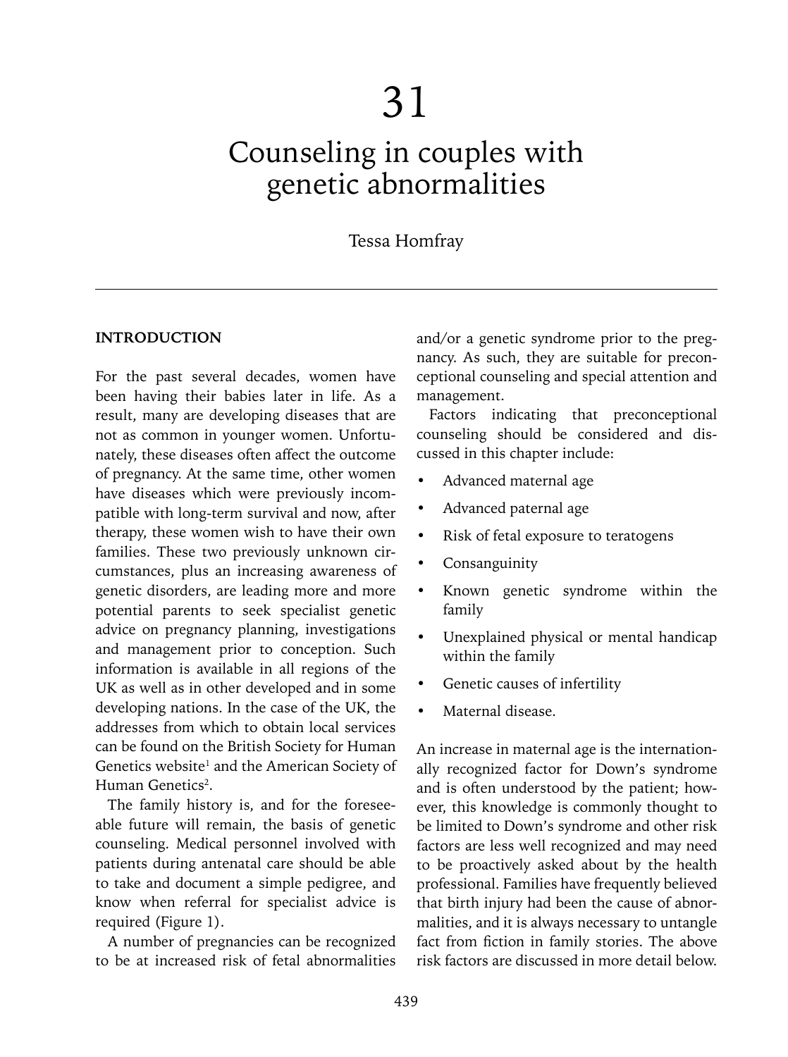# 31

# Counseling in couples with genetic abnormalities

Tessa Homfray

## INTRODUCTION

For the past several decades, women have been having their babies later in life. As a result, many are developing diseases that are not as common in younger women. Unfortunately, these diseases often affect the outcome of pregnancy. At the same time, other women have diseases which were previously incompatible with long-term survival and now, after therapy, these women wish to have their own families. These two previously unknown circumstances, plus an increasing awareness of genetic disorders, are leading more and more potential parents to seek specialist genetic advice on pregnancy planning, investigations and management prior to conception. Such information is available in all regions of the UK as well as in other developed and in some developing nations. In the case of the UK, the addresses from which to obtain local services can be found on the British Society for Human Genetics website[1] and the American Society of Human Genetics[2].

The family history is, and for the foreseeable future will remain, the basis of genetic counseling. Medical personnel involved with patients during antenatal care should be able to take and document a simple pedigree, and know when referral for specialist advice is required (Figure 1).

A number of pregnancies can be recognized to be at increased risk of fetal abnormalities and/or a genetic syndrome prior to the pregnancy. As such, they are suitable for preconceptional counseling and special attention and management.

Factors indicating that preconceptional counseling should be considered and discussed in this chapter include:

- Advanced maternal age
- Advanced paternal age
- Risk of fetal exposure to teratogens
- Consanguinity
- Known genetic syndrome within the family
- Unexplained physical or mental handicap within the family
- Genetic causes of infertility
- Maternal disease.

An increase in maternal age is the internationally recognized factor for Down's syndrome and is often understood by the patient; however, this knowledge is commonly thought to be limited to Down's syndrome and other risk factors are less well recognized and may need to be proactively asked about by the health professional. Families have frequently believed that birth injury had been the cause of abnormalities, and it is always necessary to untangle fact from fiction in family stories. The above risk factors are discussed in more detail below.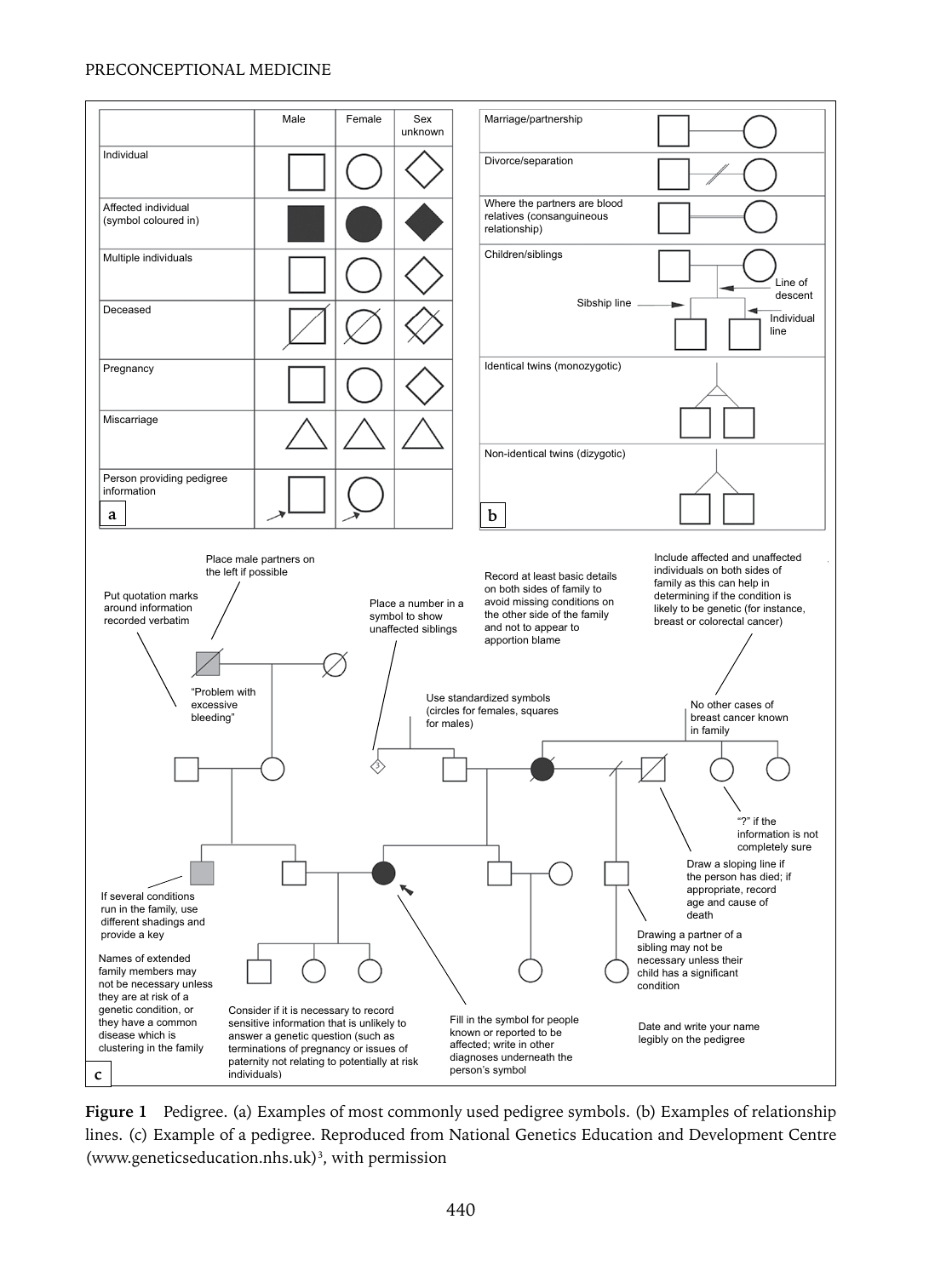| | Male | Female | Sex unknown |
|---|---|---|---|
| Individual | | | |
| Affected individual (symbol coloured in) | | | |
| Multiple individuals | | | |
| Deceased | | | |
| Pregnancy | | | |
| Miscarriage | | | |
| Person providing pedigree information | | | |

**a**

| |
|---|
| Marriage/partnership |
| Divorce/separation |
| Where the partners are blood relatives (consanguineous relationship) |
| Children/siblings (Line of descent; Sibship line; Individual line) |
| Identical twins (monozygotic) |
| Non-identical twins (dizygotic) |

**b**

- Place male partners on the left if possible
- Put quotation marks around information recorded verbatim
- "Problem with excessive bleeding"
- Place a number in a symbol to show unaffected siblings
- Record at least basic details on both sides of family to avoid missing conditions on the other side of the family and not to appear to apportion blame
- Include affected and unaffected individuals on both sides of family as this can help in determining if the condition is likely to be genetic (for instance, breast or colorectal cancer)
- Use standardized symbols (circles for females, squares for males)
- No other cases of breast cancer known in family
- "?" if the information is not completely sure
- Draw a sloping line if the person has died; if appropriate, record age and cause of death
- If several conditions run in the family, use different shadings and provide a key
- Drawing a partner of a sibling may not be necessary unless their child has a significant condition
- Names of extended family members may not be necessary unless they are at risk of a genetic condition, or they have a common disease which is clustering in the family
- Consider if it is necessary to record sensitive information that is unlikely to answer a genetic question (such as terminations of pregnancy or issues of paternity not relating to potentially at risk individuals)
- Fill in the symbol for people known or reported to be affected; write in other diagnoses underneath the person's symbol
- Date and write your name legibly on the pedigree

**c**

**Figure 1** Pedigree. (a) Examples of most commonly used pedigree symbols. (b) Examples of relationship lines. (c) Example of a pedigree. Reproduced from National Genetics Education and Development Centre (www.geneticseducation.nhs.uk)[3], with permission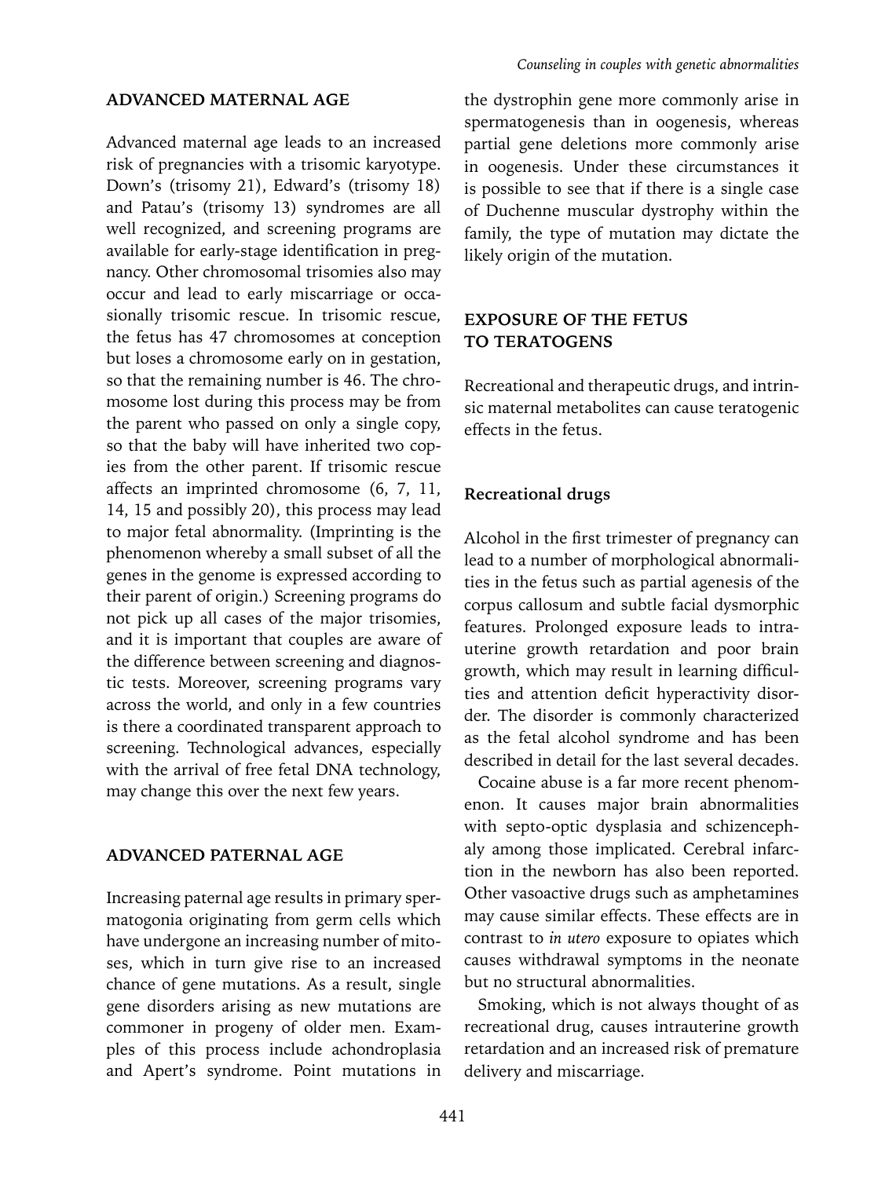## ADVANCED MATERNAL AGE

Advanced maternal age leads to an increased risk of pregnancies with a trisomic karyotype. Down's (trisomy 21), Edward's (trisomy 18) and Patau's (trisomy 13) syndromes are all well recognized, and screening programs are available for early-stage identification in pregnancy. Other chromosomal trisomies also may occur and lead to early miscarriage or occasionally trisomic rescue. In trisomic rescue, the fetus has 47 chromosomes at conception but loses a chromosome early on in gestation, so that the remaining number is 46. The chromosome lost during this process may be from the parent who passed on only a single copy, so that the baby will have inherited two copies from the other parent. If trisomic rescue affects an imprinted chromosome (6, 7, 11, 14, 15 and possibly 20), this process may lead to major fetal abnormality. (Imprinting is the phenomenon whereby a small subset of all the genes in the genome is expressed according to their parent of origin.) Screening programs do not pick up all cases of the major trisomies, and it is important that couples are aware of the difference between screening and diagnostic tests. Moreover, screening programs vary across the world, and only in a few countries is there a coordinated transparent approach to screening. Technological advances, especially with the arrival of free fetal DNA technology, may change this over the next few years.

## ADVANCED PATERNAL AGE

Increasing paternal age results in primary spermatogonia originating from germ cells which have undergone an increasing number of mitoses, which in turn give rise to an increased chance of gene mutations. As a result, single gene disorders arising as new mutations are commoner in progeny of older men. Examples of this process include achondroplasia and Apert's syndrome. Point mutations in the dystrophin gene more commonly arise in spermatogenesis than in oogenesis, whereas partial gene deletions more commonly arise in oogenesis. Under these circumstances it is possible to see that if there is a single case of Duchenne muscular dystrophy within the family, the type of mutation may dictate the likely origin of the mutation.

## EXPOSURE OF THE FETUS TO TERATOGENS

Recreational and therapeutic drugs, and intrinsic maternal metabolites can cause teratogenic effects in the fetus.

### Recreational drugs

Alcohol in the first trimester of pregnancy can lead to a number of morphological abnormalities in the fetus such as partial agenesis of the corpus callosum and subtle facial dysmorphic features. Prolonged exposure leads to intrauterine growth retardation and poor brain growth, which may result in learning difficulties and attention deficit hyperactivity disorder. The disorder is commonly characterized as the fetal alcohol syndrome and has been described in detail for the last several decades.

Cocaine abuse is a far more recent phenomenon. It causes major brain abnormalities with septo-optic dysplasia and schizencephaly among those implicated. Cerebral infarction in the newborn has also been reported. Other vasoactive drugs such as amphetamines may cause similar effects. These effects are in contrast to *in utero* exposure to opiates which causes withdrawal symptoms in the neonate but no structural abnormalities.

Smoking, which is not always thought of as recreational drug, causes intrauterine growth retardation and an increased risk of premature delivery and miscarriage.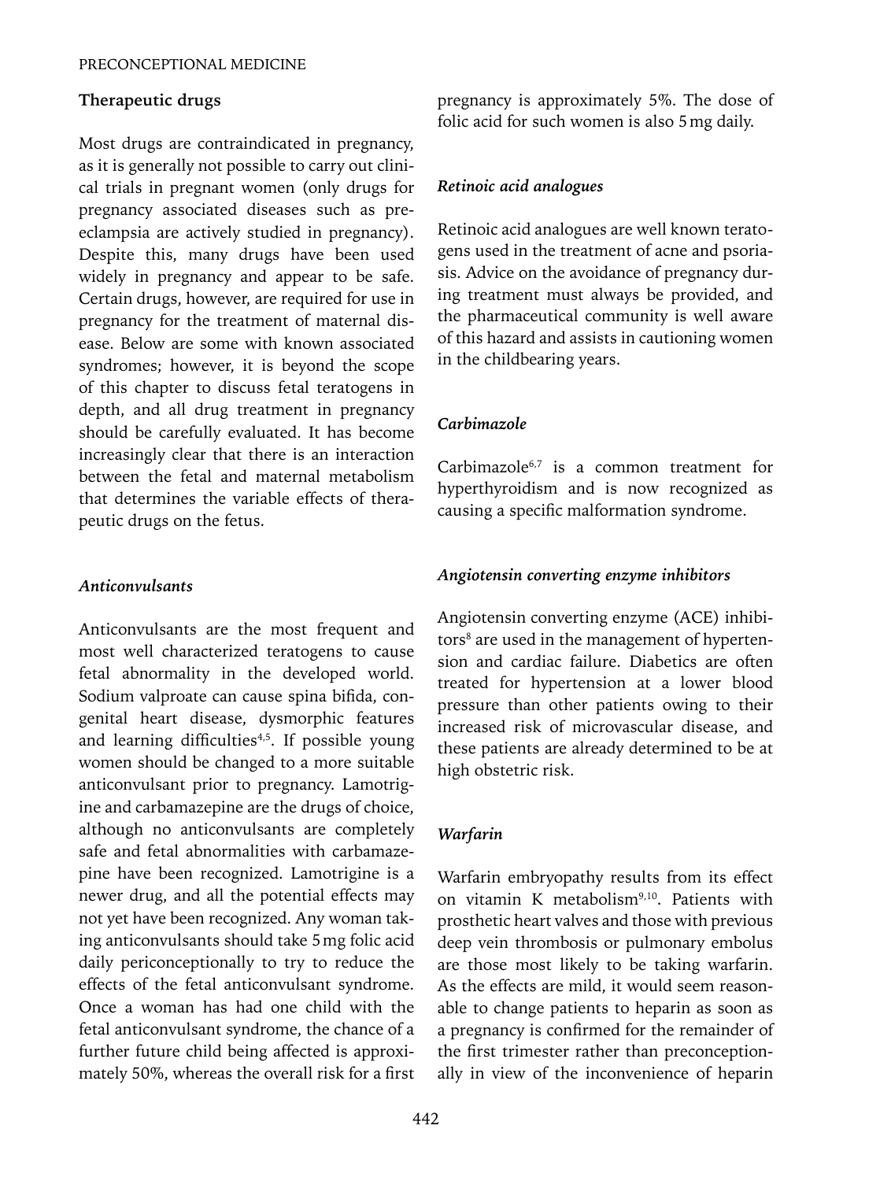## Therapeutic drugs

Most drugs are contraindicated in pregnancy, as it is generally not possible to carry out clinical trials in pregnant women (only drugs for pregnancy associated diseases such as preeclampsia are actively studied in pregnancy). Despite this, many drugs have been used widely in pregnancy and appear to be safe. Certain drugs, however, are required for use in pregnancy for the treatment of maternal disease. Below are some with known associated syndromes; however, it is beyond the scope of this chapter to discuss fetal teratogens in depth, and all drug treatment in pregnancy should be carefully evaluated. It has become increasingly clear that there is an interaction between the fetal and maternal metabolism that determines the variable effects of therapeutic drugs on the fetus.

### *Anticonvulsants*

Anticonvulsants are the most frequent and most well characterized teratogens to cause fetal abnormality in the developed world. Sodium valproate can cause spina bifida, congenital heart disease, dysmorphic features and learning difficulties[4,5]. If possible young women should be changed to a more suitable anticonvulsant prior to pregnancy. Lamotrigine and carbamazepine are the drugs of choice, although no anticonvulsants are completely safe and fetal abnormalities with carbamazepine have been recognized. Lamotrigine is a newer drug, and all the potential effects may not yet have been recognized. Any woman taking anticonvulsants should take 5 mg folic acid daily periconceptionally to try to reduce the effects of the fetal anticonvulsant syndrome. Once a woman has had one child with the fetal anticonvulsant syndrome, the chance of a further future child being affected is approximately 50%, whereas the overall risk for a first pregnancy is approximately 5%. The dose of folic acid for such women is also 5 mg daily.

### *Retinoic acid analogues*

Retinoic acid analogues are well known teratogens used in the treatment of acne and psoriasis. Advice on the avoidance of pregnancy during treatment must always be provided, and the pharmaceutical community is well aware of this hazard and assists in cautioning women in the childbearing years.

### *Carbimazole*

Carbimazole[6,7] is a common treatment for hyperthyroidism and is now recognized as causing a specific malformation syndrome.

### *Angiotensin converting enzyme inhibitors*

Angiotensin converting enzyme (ACE) inhibitors[8] are used in the management of hypertension and cardiac failure. Diabetics are often treated for hypertension at a lower blood pressure than other patients owing to their increased risk of microvascular disease, and these patients are already determined to be at high obstetric risk.

### *Warfarin*

Warfarin embryopathy results from its effect on vitamin K metabolism[9,10]. Patients with prosthetic heart valves and those with previous deep vein thrombosis or pulmonary embolus are those most likely to be taking warfarin. As the effects are mild, it would seem reasonable to change patients to heparin as soon as a pregnancy is confirmed for the remainder of the first trimester rather than preconceptionally in view of the inconvenience of heparin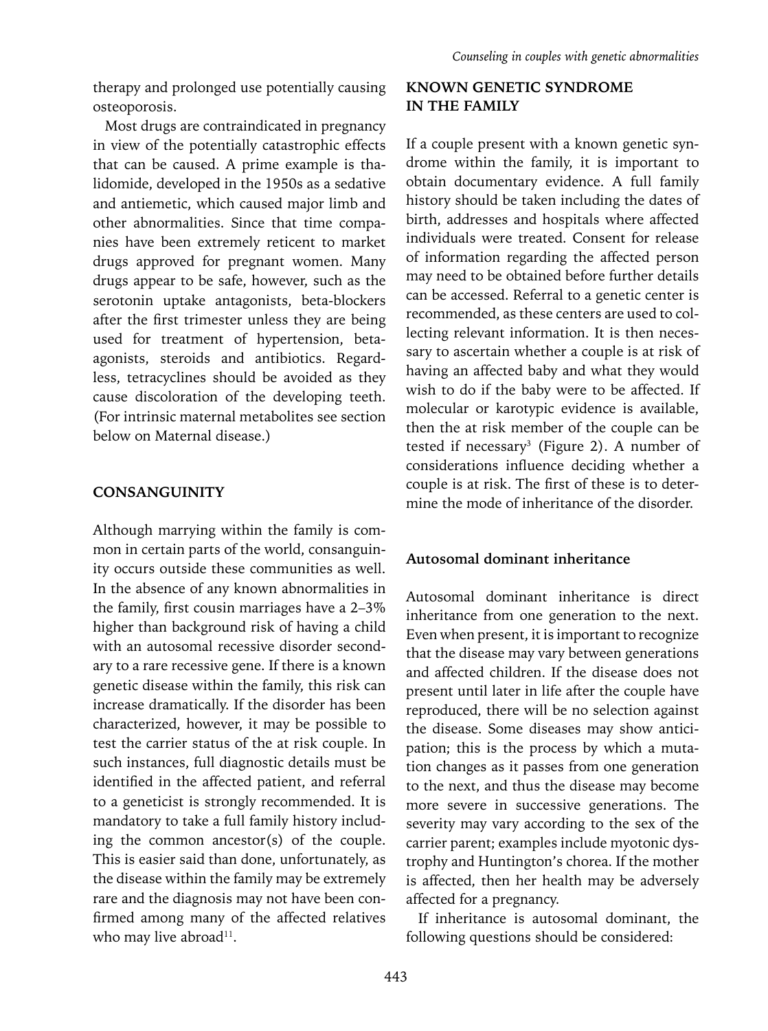therapy and prolonged use potentially causing osteoporosis.

Most drugs are contraindicated in pregnancy in view of the potentially catastrophic effects that can be caused. A prime example is thalidomide, developed in the 1950s as a sedative and antiemetic, which caused major limb and other abnormalities. Since that time companies have been extremely reticent to market drugs approved for pregnant women. Many drugs appear to be safe, however, such as the serotonin uptake antagonists, beta-blockers after the first trimester unless they are being used for treatment of hypertension, beta-agonists, steroids and antibiotics. Regardless, tetracyclines should be avoided as they cause discoloration of the developing teeth. (For intrinsic maternal metabolites see section below on Maternal disease.)

## CONSANGUINITY

Although marrying within the family is common in certain parts of the world, consanguinity occurs outside these communities as well. In the absence of any known abnormalities in the family, first cousin marriages have a 2–3% higher than background risk of having a child with an autosomal recessive disorder secondary to a rare recessive gene. If there is a known genetic disease within the family, this risk can increase dramatically. If the disorder has been characterized, however, it may be possible to test the carrier status of the at risk couple. In such instances, full diagnostic details must be identified in the affected patient, and referral to a geneticist is strongly recommended. It is mandatory to take a full family history including the common ancestor(s) of the couple. This is easier said than done, unfortunately, as the disease within the family may be extremely rare and the diagnosis may not have been confirmed among many of the affected relatives who may live abroad[11].

## KNOWN GENETIC SYNDROME IN THE FAMILY

If a couple present with a known genetic syndrome within the family, it is important to obtain documentary evidence. A full family history should be taken including the dates of birth, addresses and hospitals where affected individuals were treated. Consent for release of information regarding the affected person may need to be obtained before further details can be accessed. Referral to a genetic center is recommended, as these centers are used to collecting relevant information. It is then necessary to ascertain whether a couple is at risk of having an affected baby and what they would wish to do if the baby were to be affected. If molecular or karotypic evidence is available, then the at risk member of the couple can be tested if necessary[3] (Figure 2). A number of considerations influence deciding whether a couple is at risk. The first of these is to determine the mode of inheritance of the disorder.

### Autosomal dominant inheritance

Autosomal dominant inheritance is direct inheritance from one generation to the next. Even when present, it is important to recognize that the disease may vary between generations and affected children. If the disease does not present until later in life after the couple have reproduced, there will be no selection against the disease. Some diseases may show anticipation; this is the process by which a mutation changes as it passes from one generation to the next, and thus the disease may become more severe in successive generations. The severity may vary according to the sex of the carrier parent; examples include myotonic dystrophy and Huntington's chorea. If the mother is affected, then her health may be adversely affected for a pregnancy.

If inheritance is autosomal dominant, the following questions should be considered: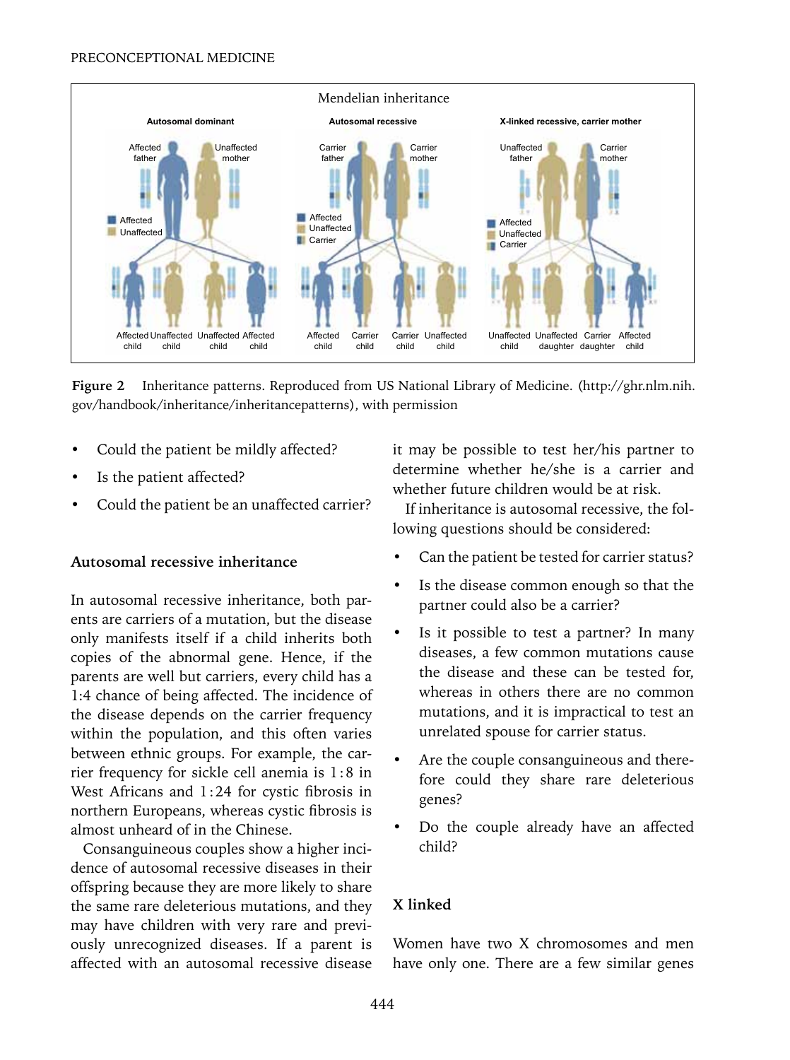**Figure 2** Inheritance patterns. Reproduced from US National Library of Medicine. (http://ghr.nlm.nih.gov/handbook/inheritance/inheritancepatterns), with permission

- Could the patient be mildly affected?
- Is the patient affected?
- Could the patient be an unaffected carrier?

### Autosomal recessive inheritance

In autosomal recessive inheritance, both parents are carriers of a mutation, but the disease only manifests itself if a child inherits both copies of the abnormal gene. Hence, if the parents are well but carriers, every child has a 1:4 chance of being affected. The incidence of the disease depends on the carrier frequency within the population, and this often varies between ethnic groups. For example, the carrier frequency for sickle cell anemia is 1:8 in West Africans and 1:24 for cystic fibrosis in northern Europeans, whereas cystic fibrosis is almost unheard of in the Chinese.

Consanguineous couples show a higher incidence of autosomal recessive diseases in their offspring because they are more likely to share the same rare deleterious mutations, and they may have children with very rare and previously unrecognized diseases. If a parent is affected with an autosomal recessive disease it may be possible to test her/his partner to determine whether he/she is a carrier and whether future children would be at risk.

If inheritance is autosomal recessive, the following questions should be considered:

- Can the patient be tested for carrier status?
- Is the disease common enough so that the partner could also be a carrier?
- Is it possible to test a partner? In many diseases, a few common mutations cause the disease and these can be tested for, whereas in others there are no common mutations, and it is impractical to test an unrelated spouse for carrier status.
- Are the couple consanguineous and therefore could they share rare deleterious genes?
- Do the couple already have an affected child?

### X linked

Women have two X chromosomes and men have only one. There are a few similar genes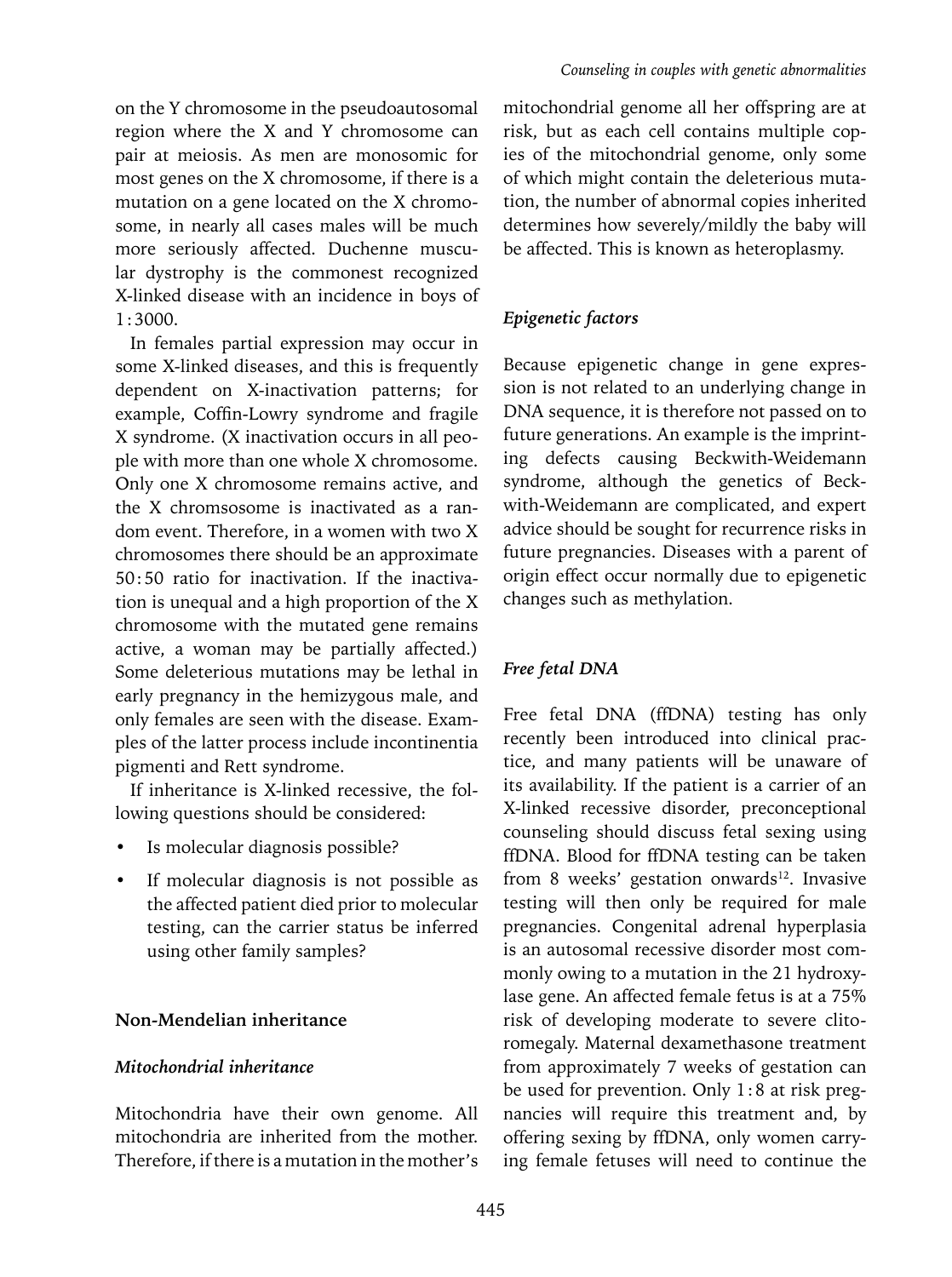on the Y chromosome in the pseudoautosomal region where the X and Y chromosome can pair at meiosis. As men are monosomic for most genes on the X chromosome, if there is a mutation on a gene located on the X chromosome, in nearly all cases males will be much more seriously affected. Duchenne muscular dystrophy is the commonest recognized X-linked disease with an incidence in boys of 1 : 3000.

In females partial expression may occur in some X-linked diseases, and this is frequently dependent on X-inactivation patterns; for example, Coffin-Lowry syndrome and fragile X syndrome. (X inactivation occurs in all people with more than one whole X chromosome. Only one X chromosome remains active, and the X chromsosome is inactivated as a random event. Therefore, in a women with two X chromosomes there should be an approximate 50 : 50 ratio for inactivation. If the inactivation is unequal and a high proportion of the X chromosome with the mutated gene remains active, a woman may be partially affected.) Some deleterious mutations may be lethal in early pregnancy in the hemizygous male, and only females are seen with the disease. Examples of the latter process include incontinentia pigmenti and Rett syndrome.

If inheritance is X-linked recessive, the following questions should be considered:

- Is molecular diagnosis possible?
- If molecular diagnosis is not possible as the affected patient died prior to molecular testing, can the carrier status be inferred using other family samples?

## Non-Mendelian inheritance

### *Mitochondrial inheritance*

Mitochondria have their own genome. All mitochondria are inherited from the mother. Therefore, if there is a mutation in the mother's mitochondrial genome all her offspring are at risk, but as each cell contains multiple copies of the mitochondrial genome, only some of which might contain the deleterious mutation, the number of abnormal copies inherited determines how severely/mildly the baby will be affected. This is known as heteroplasmy.

### *Epigenetic factors*

Because epigenetic change in gene expression is not related to an underlying change in DNA sequence, it is therefore not passed on to future generations. An example is the imprinting defects causing Beckwith-Weidemann syndrome, although the genetics of Beckwith-Weidemann are complicated, and expert advice should be sought for recurrence risks in future pregnancies. Diseases with a parent of origin effect occur normally due to epigenetic changes such as methylation.

### *Free fetal DNA*

Free fetal DNA (ffDNA) testing has only recently been introduced into clinical practice, and many patients will be unaware of its availability. If the patient is a carrier of an X-linked recessive disorder, preconceptional counseling should discuss fetal sexing using ffDNA. Blood for ffDNA testing can be taken from 8 weeks' gestation onwards[12]. Invasive testing will then only be required for male pregnancies. Congenital adrenal hyperplasia is an autosomal recessive disorder most commonly owing to a mutation in the 21 hydroxylase gene. An affected female fetus is at a 75% risk of developing moderate to severe clitoromegaly. Maternal dexamethasone treatment from approximately 7 weeks of gestation can be used for prevention. Only 1 : 8 at risk pregnancies will require this treatment and, by offering sexing by ffDNA, only women carrying female fetuses will need to continue the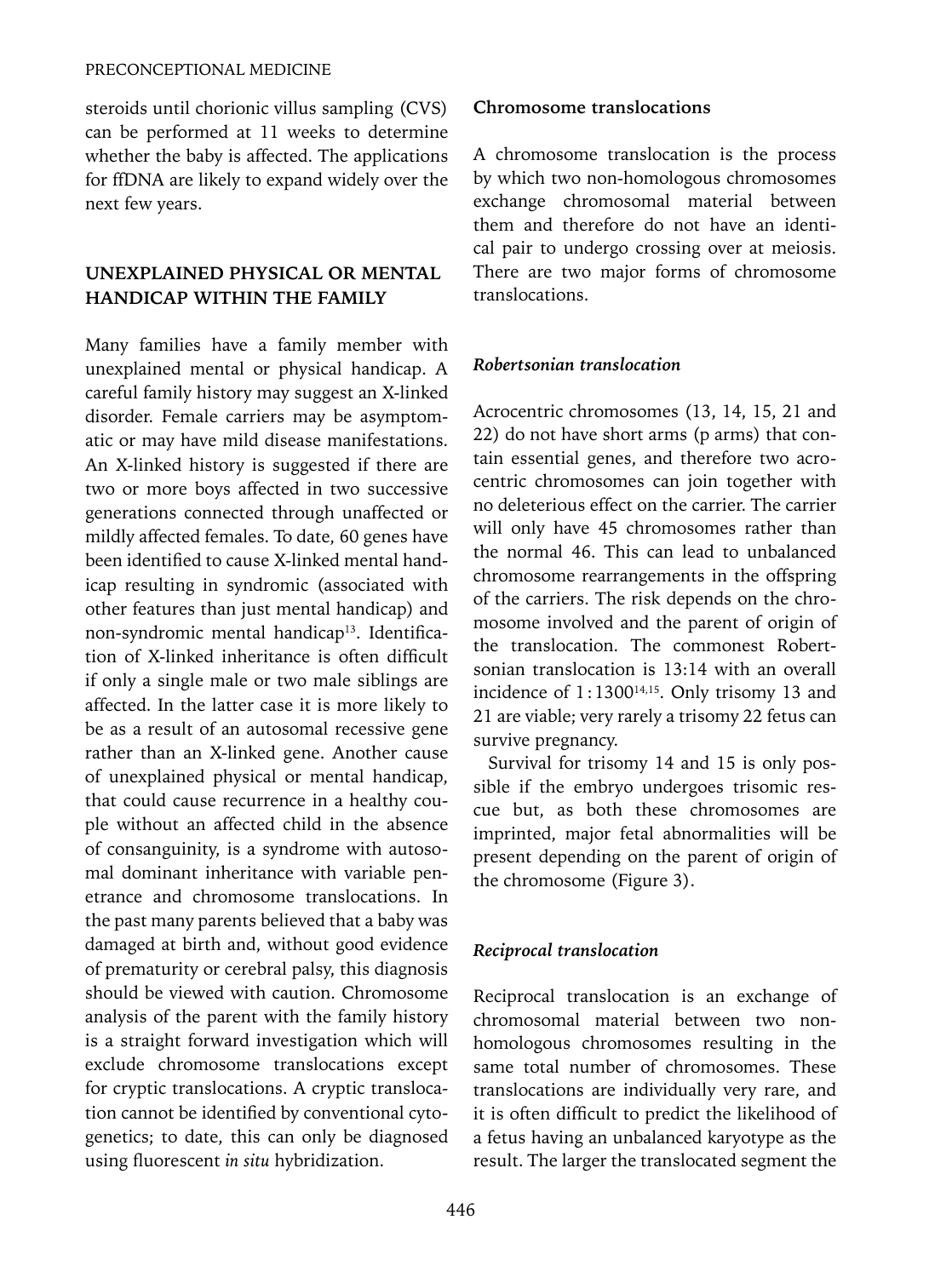steroids until chorionic villus sampling (CVS) can be performed at 11 weeks to determine whether the baby is affected. The applications for ffDNA are likely to expand widely over the next few years.

## UNEXPLAINED PHYSICAL OR MENTAL HANDICAP WITHIN THE FAMILY

Many families have a family member with unexplained mental or physical handicap. A careful family history may suggest an X-linked disorder. Female carriers may be asymptomatic or may have mild disease manifestations. An X-linked history is suggested if there are two or more boys affected in two successive generations connected through unaffected or mildly affected females. To date, 60 genes have been identified to cause X-linked mental handicap resulting in syndromic (associated with other features than just mental handicap) and non-syndromic mental handicap[13]. Identification of X-linked inheritance is often difficult if only a single male or two male siblings are affected. In the latter case it is more likely to be as a result of an autosomal recessive gene rather than an X-linked gene. Another cause of unexplained physical or mental handicap, that could cause recurrence in a healthy couple without an affected child in the absence of consanguinity, is a syndrome with autosomal dominant inheritance with variable penetrance and chromosome translocations. In the past many parents believed that a baby was damaged at birth and, without good evidence of prematurity or cerebral palsy, this diagnosis should be viewed with caution. Chromosome analysis of the parent with the family history is a straight forward investigation which will exclude chromosome translocations except for cryptic translocations. A cryptic translocation cannot be identified by conventional cytogenetics; to date, this can only be diagnosed using fluorescent *in situ* hybridization.

### Chromosome translocations

A chromosome translocation is the process by which two non-homologous chromosomes exchange chromosomal material between them and therefore do not have an identical pair to undergo crossing over at meiosis. There are two major forms of chromosome translocations.

#### *Robertsonian translocation*

Acrocentric chromosomes (13, 14, 15, 21 and 22) do not have short arms (p arms) that contain essential genes, and therefore two acrocentric chromosomes can join together with no deleterious effect on the carrier. The carrier will only have 45 chromosomes rather than the normal 46. This can lead to unbalanced chromosome rearrangements in the offspring of the carriers. The risk depends on the chromosome involved and the parent of origin of the translocation. The commonest Robertsonian translocation is 13:14 with an overall incidence of 1:1300[14,15]. Only trisomy 13 and 21 are viable; very rarely a trisomy 22 fetus can survive pregnancy.

Survival for trisomy 14 and 15 is only possible if the embryo undergoes trisomic rescue but, as both these chromosomes are imprinted, major fetal abnormalities will be present depending on the parent of origin of the chromosome (Figure 3).

#### *Reciprocal translocation*

Reciprocal translocation is an exchange of chromosomal material between two non-homologous chromosomes resulting in the same total number of chromosomes. These translocations are individually very rare, and it is often difficult to predict the likelihood of a fetus having an unbalanced karyotype as the result. The larger the translocated segment the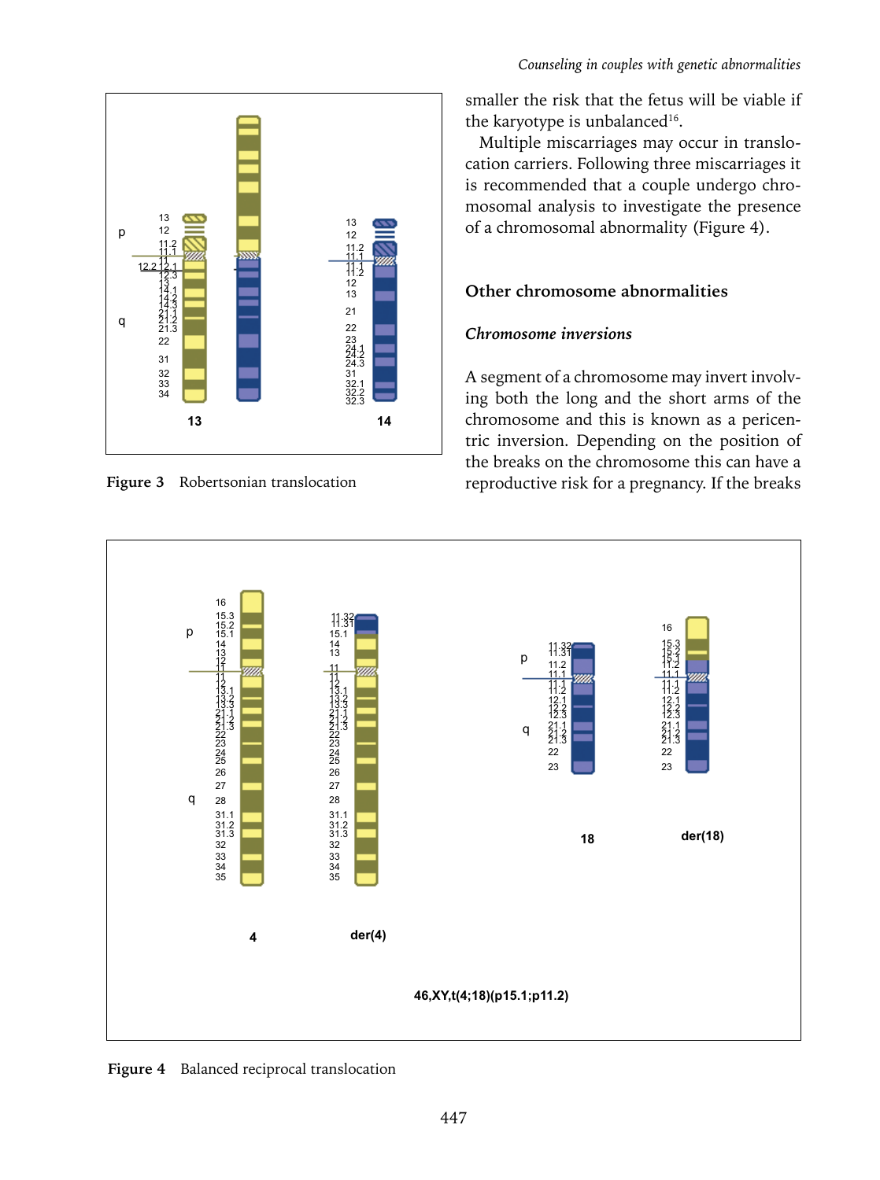Figure 3 Robertsonian translocation

smaller the risk that the fetus will be viable if the karyotype is unbalanced[16].

Multiple miscarriages may occur in translocation carriers. Following three miscarriages it is recommended that a couple undergo chromosomal analysis to investigate the presence of a chromosomal abnormality (Figure 4).

## Other chromosome abnormalities

### *Chromosome inversions*

A segment of a chromosome may invert involving both the long and the short arms of the chromosome and this is known as a pericentric inversion. Depending on the position of the breaks on the chromosome this can have a reproductive risk for a pregnancy. If the breaks

Figure 4 Balanced reciprocal translocation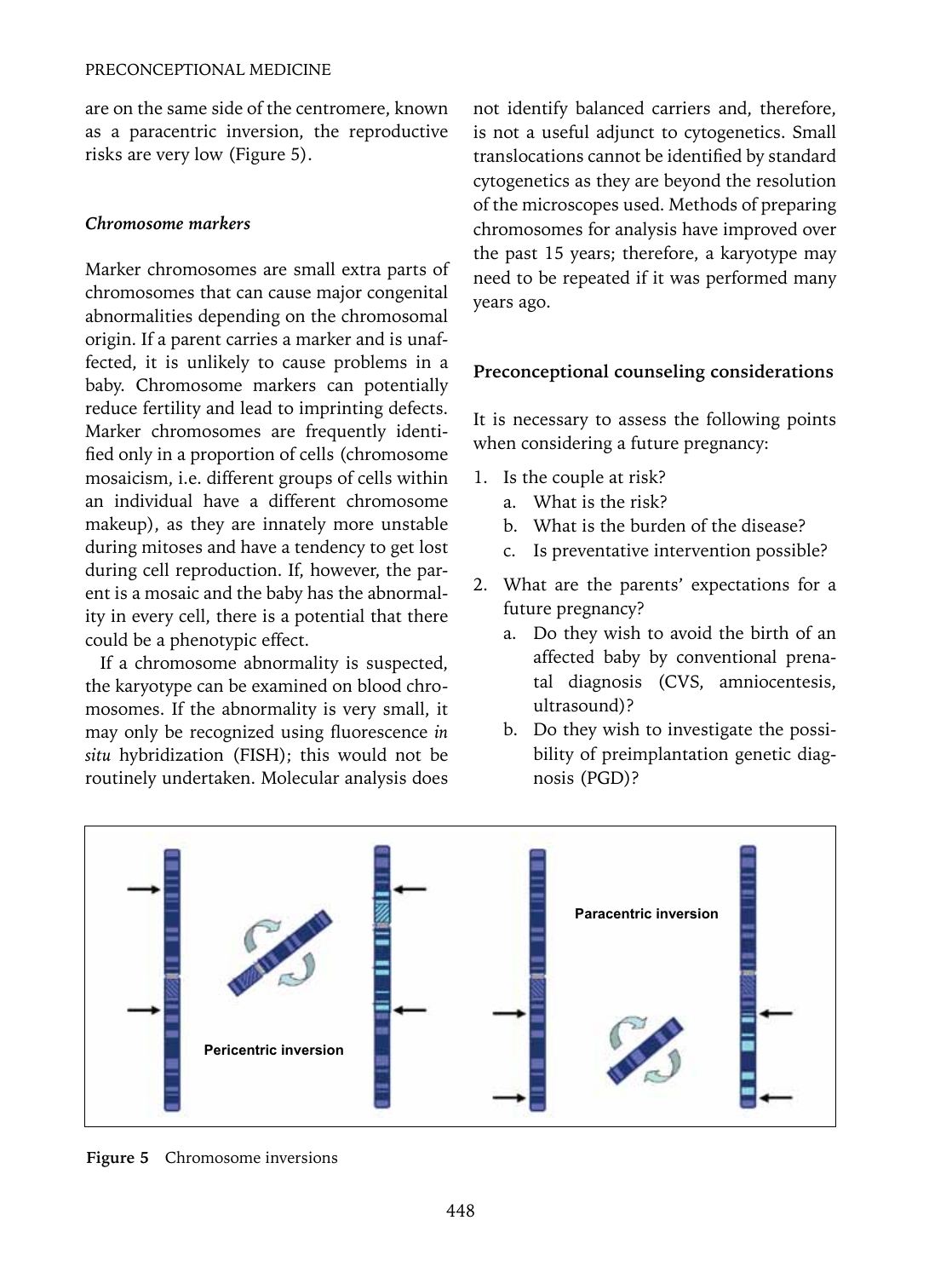are on the same side of the centromere, known as a paracentric inversion, the reproductive risks are very low (Figure 5).

### *Chromosome markers*

Marker chromosomes are small extra parts of chromosomes that can cause major congenital abnormalities depending on the chromosomal origin. If a parent carries a marker and is unaffected, it is unlikely to cause problems in a baby. Chromosome markers can potentially reduce fertility and lead to imprinting defects. Marker chromosomes are frequently identified only in a proportion of cells (chromosome mosaicism, i.e. different groups of cells within an individual have a different chromosome makeup), as they are innately more unstable during mitoses and have a tendency to get lost during cell reproduction. If, however, the parent is a mosaic and the baby has the abnormality in every cell, there is a potential that there could be a phenotypic effect.

If a chromosome abnormality is suspected, the karyotype can be examined on blood chromosomes. If the abnormality is very small, it may only be recognized using fluorescence *in situ* hybridization (FISH); this would not be routinely undertaken. Molecular analysis does not identify balanced carriers and, therefore, is not a useful adjunct to cytogenetics. Small translocations cannot be identified by standard cytogenetics as they are beyond the resolution of the microscopes used. Methods of preparing chromosomes for analysis have improved over the past 15 years; therefore, a karyotype may need to be repeated if it was performed many years ago.

## Preconceptional counseling considerations

It is necessary to assess the following points when considering a future pregnancy:

1. Is the couple at risk?
   a. What is the risk?
   b. What is the burden of the disease?
   c. Is preventative intervention possible?
2. What are the parents' expectations for a future pregnancy?
   a. Do they wish to avoid the birth of an affected baby by conventional prenatal diagnosis (CVS, amniocentesis, ultrasound)?
   b. Do they wish to investigate the possibility of preimplantation genetic diagnosis (PGD)?

**Figure 5** Chromosome inversions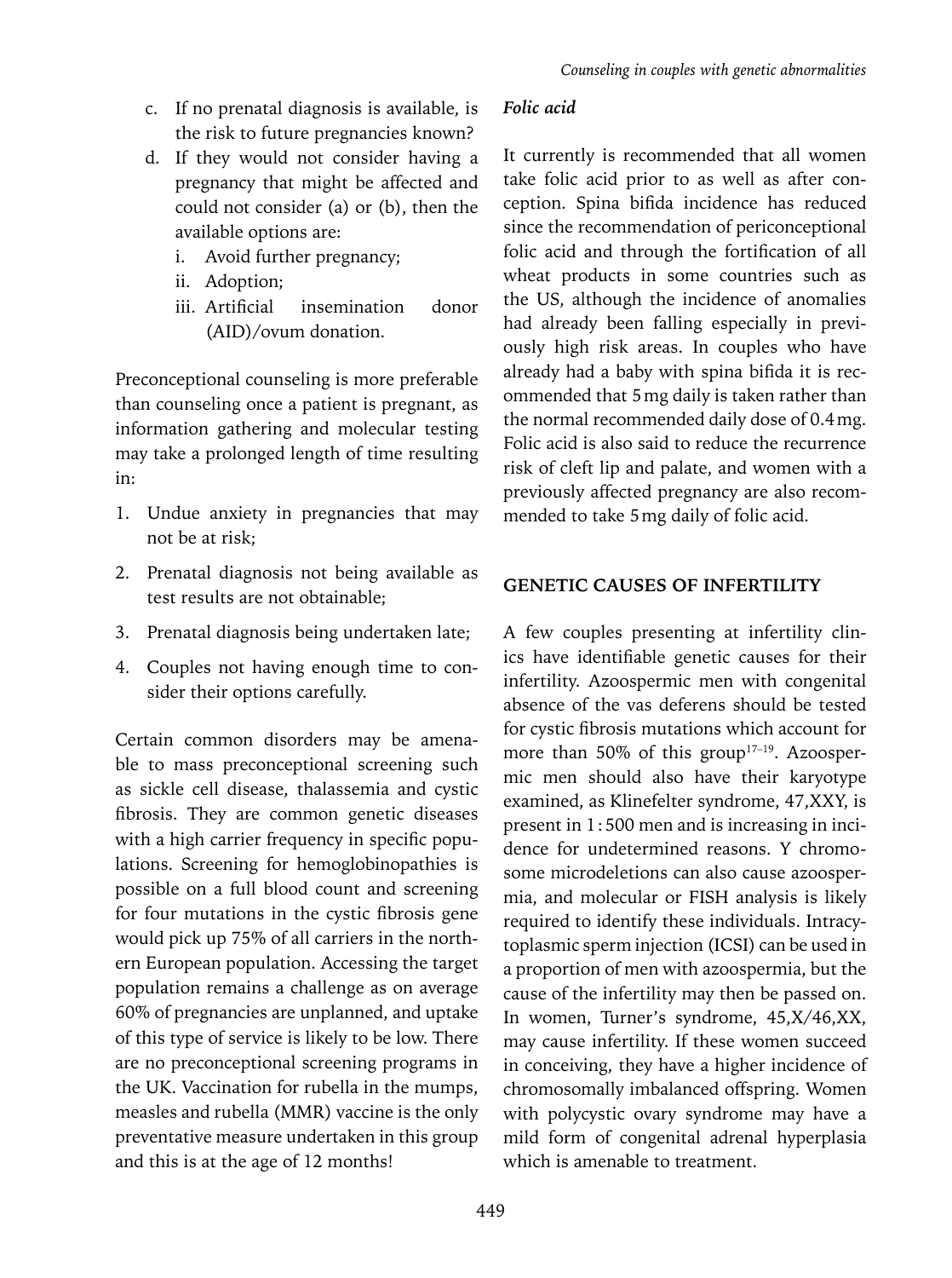c. If no prenatal diagnosis is available, is the risk to future pregnancies known?
d. If they would not consider having a pregnancy that might be affected and could not consider (a) or (b), then the available options are:
   i. Avoid further pregnancy;
   ii. Adoption;
   iii. Artificial insemination donor (AID)/ovum donation.

Preconceptional counseling is more preferable than counseling once a patient is pregnant, as information gathering and molecular testing may take a prolonged length of time resulting in:

1. Undue anxiety in pregnancies that may not be at risk;
2. Prenatal diagnosis not being available as test results are not obtainable;
3. Prenatal diagnosis being undertaken late;
4. Couples not having enough time to consider their options carefully.

Certain common disorders may be amenable to mass preconceptional screening such as sickle cell disease, thalassemia and cystic fibrosis. They are common genetic diseases with a high carrier frequency in specific populations. Screening for hemoglobinopathies is possible on a full blood count and screening for four mutations in the cystic fibrosis gene would pick up 75% of all carriers in the northern European population. Accessing the target population remains a challenge as on average 60% of pregnancies are unplanned, and uptake of this type of service is likely to be low. There are no preconceptional screening programs in the UK. Vaccination for rubella in the mumps, measles and rubella (MMR) vaccine is the only preventative measure undertaken in this group and this is at the age of 12 months!

### *Folic acid*

It currently is recommended that all women take folic acid prior to as well as after conception. Spina bifida incidence has reduced since the recommendation of periconceptional folic acid and through the fortification of all wheat products in some countries such as the US, although the incidence of anomalies had already been falling especially in previously high risk areas. In couples who have already had a baby with spina bifida it is recommended that 5 mg daily is taken rather than the normal recommended daily dose of 0.4 mg. Folic acid is also said to reduce the recurrence risk of cleft lip and palate, and women with a previously affected pregnancy are also recommended to take 5 mg daily of folic acid.

## GENETIC CAUSES OF INFERTILITY

A few couples presenting at infertility clinics have identifiable genetic causes for their infertility. Azoospermic men with congenital absence of the vas deferens should be tested for cystic fibrosis mutations which account for more than 50% of this group[17–19]. Azoospermic men should also have their karyotype examined, as Klinefelter syndrome, 47,XXY, is present in 1 : 500 men and is increasing in incidence for undetermined reasons. Y chromosome microdeletions can also cause azoospermia, and molecular or FISH analysis is likely required to identify these individuals. Intracytoplasmic sperm injection (ICSI) can be used in a proportion of men with azoospermia, but the cause of the infertility may then be passed on. In women, Turner's syndrome, 45,X/46,XX, may cause infertility. If these women succeed in conceiving, they have a higher incidence of chromosomally imbalanced offspring. Women with polycystic ovary syndrome may have a mild form of congenital adrenal hyperplasia which is amenable to treatment.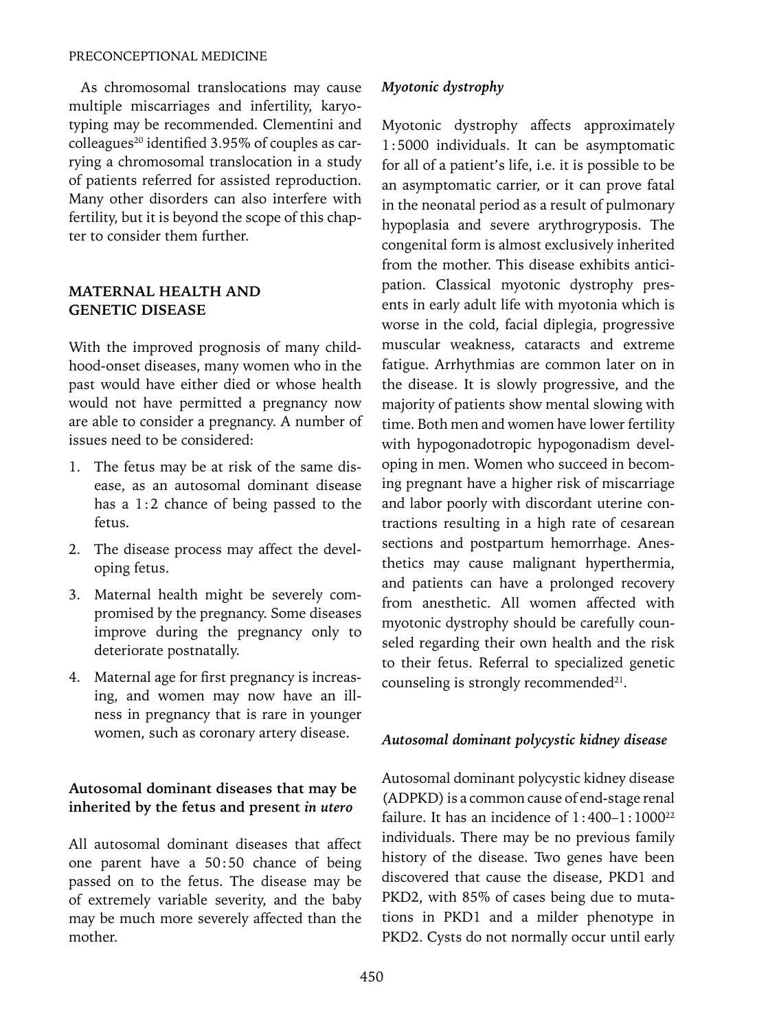As chromosomal translocations may cause multiple miscarriages and infertility, karyotyping may be recommended. Clementini and colleagues[20] identified 3.95% of couples as carrying a chromosomal translocation in a study of patients referred for assisted reproduction. Many other disorders can also interfere with fertility, but it is beyond the scope of this chapter to consider them further.

## MATERNAL HEALTH AND GENETIC DISEASE

With the improved prognosis of many childhood-onset diseases, many women who in the past would have either died or whose health would not have permitted a pregnancy now are able to consider a pregnancy. A number of issues need to be considered:

1. The fetus may be at risk of the same disease, as an autosomal dominant disease has a 1 : 2 chance of being passed to the fetus.
2. The disease process may affect the developing fetus.
3. Maternal health might be severely compromised by the pregnancy. Some diseases improve during the pregnancy only to deteriorate postnatally.
4. Maternal age for first pregnancy is increasing, and women may now have an illness in pregnancy that is rare in younger women, such as coronary artery disease.

### Autosomal dominant diseases that may be inherited by the fetus and present *in utero*

All autosomal dominant diseases that affect one parent have a 50 : 50 chance of being passed on to the fetus. The disease may be of extremely variable severity, and the baby may be much more severely affected than the mother.

#### *Myotonic dystrophy*

Myotonic dystrophy affects approximately 1 : 5000 individuals. It can be asymptomatic for all of a patient's life, i.e. it is possible to be an asymptomatic carrier, or it can prove fatal in the neonatal period as a result of pulmonary hypoplasia and severe arythrogryposis. The congenital form is almost exclusively inherited from the mother. This disease exhibits anticipation. Classical myotonic dystrophy presents in early adult life with myotonia which is worse in the cold, facial diplegia, progressive muscular weakness, cataracts and extreme fatigue. Arrhythmias are common later on in the disease. It is slowly progressive, and the majority of patients show mental slowing with time. Both men and women have lower fertility with hypogonadotropic hypogonadism developing in men. Women who succeed in becoming pregnant have a higher risk of miscarriage and labor poorly with discordant uterine contractions resulting in a high rate of cesarean sections and postpartum hemorrhage. Anesthetics may cause malignant hyperthermia, and patients can have a prolonged recovery from anesthetic. All women affected with myotonic dystrophy should be carefully counseled regarding their own health and the risk to their fetus. Referral to specialized genetic counseling is strongly recommended[21].

#### *Autosomal dominant polycystic kidney disease*

Autosomal dominant polycystic kidney disease (ADPKD) is a common cause of end-stage renal failure. It has an incidence of 1 : 400–1 : 1000[22] individuals. There may be no previous family history of the disease. Two genes have been discovered that cause the disease, PKD1 and PKD2, with 85% of cases being due to mutations in PKD1 and a milder phenotype in PKD2. Cysts do not normally occur until early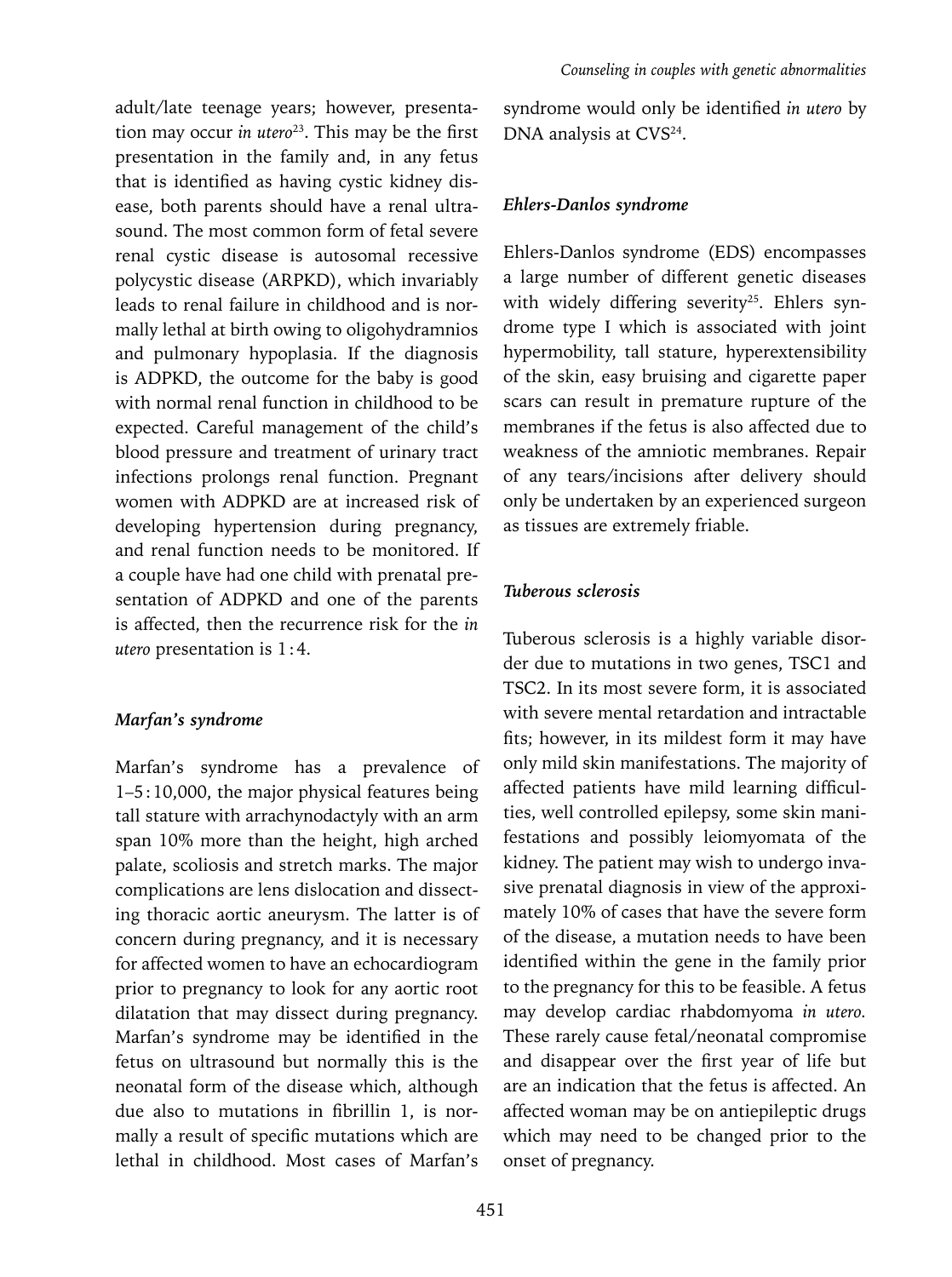adult/late teenage years; however, presentation may occur *in utero*[23]. This may be the first presentation in the family and, in any fetus that is identified as having cystic kidney disease, both parents should have a renal ultrasound. The most common form of fetal severe renal cystic disease is autosomal recessive polycystic disease (ARPKD), which invariably leads to renal failure in childhood and is normally lethal at birth owing to oligohydramnios and pulmonary hypoplasia. If the diagnosis is ADPKD, the outcome for the baby is good with normal renal function in childhood to be expected. Careful management of the child's blood pressure and treatment of urinary tract infections prolongs renal function. Pregnant women with ADPKD are at increased risk of developing hypertension during pregnancy, and renal function needs to be monitored. If a couple have had one child with prenatal presentation of ADPKD and one of the parents is affected, then the recurrence risk for the *in utero* presentation is 1 : 4.

### *Marfan's syndrome*

Marfan's syndrome has a prevalence of 1–5 : 10,000, the major physical features being tall stature with arrachynodactyly with an arm span 10% more than the height, high arched palate, scoliosis and stretch marks. The major complications are lens dislocation and dissecting thoracic aortic aneurysm. The latter is of concern during pregnancy, and it is necessary for affected women to have an echocardiogram prior to pregnancy to look for any aortic root dilatation that may dissect during pregnancy. Marfan's syndrome may be identified in the fetus on ultrasound but normally this is the neonatal form of the disease which, although due also to mutations in fibrillin 1, is normally a result of specific mutations which are lethal in childhood. Most cases of Marfan's syndrome would only be identified *in utero* by DNA analysis at CVS[24].

### *Ehlers-Danlos syndrome*

Ehlers-Danlos syndrome (EDS) encompasses a large number of different genetic diseases with widely differing severity[25]. Ehlers syndrome type I which is associated with joint hypermobility, tall stature, hyperextensibility of the skin, easy bruising and cigarette paper scars can result in premature rupture of the membranes if the fetus is also affected due to weakness of the amniotic membranes. Repair of any tears/incisions after delivery should only be undertaken by an experienced surgeon as tissues are extremely friable.

### *Tuberous sclerosis*

Tuberous sclerosis is a highly variable disorder due to mutations in two genes, TSC1 and TSC2. In its most severe form, it is associated with severe mental retardation and intractable fits; however, in its mildest form it may have only mild skin manifestations. The majority of affected patients have mild learning difficulties, well controlled epilepsy, some skin manifestations and possibly leiomyomata of the kidney. The patient may wish to undergo invasive prenatal diagnosis in view of the approximately 10% of cases that have the severe form of the disease, a mutation needs to have been identified within the gene in the family prior to the pregnancy for this to be feasible. A fetus may develop cardiac rhabdomyoma *in utero*. These rarely cause fetal/neonatal compromise and disappear over the first year of life but are an indication that the fetus is affected. An affected woman may be on antiepileptic drugs which may need to be changed prior to the onset of pregnancy.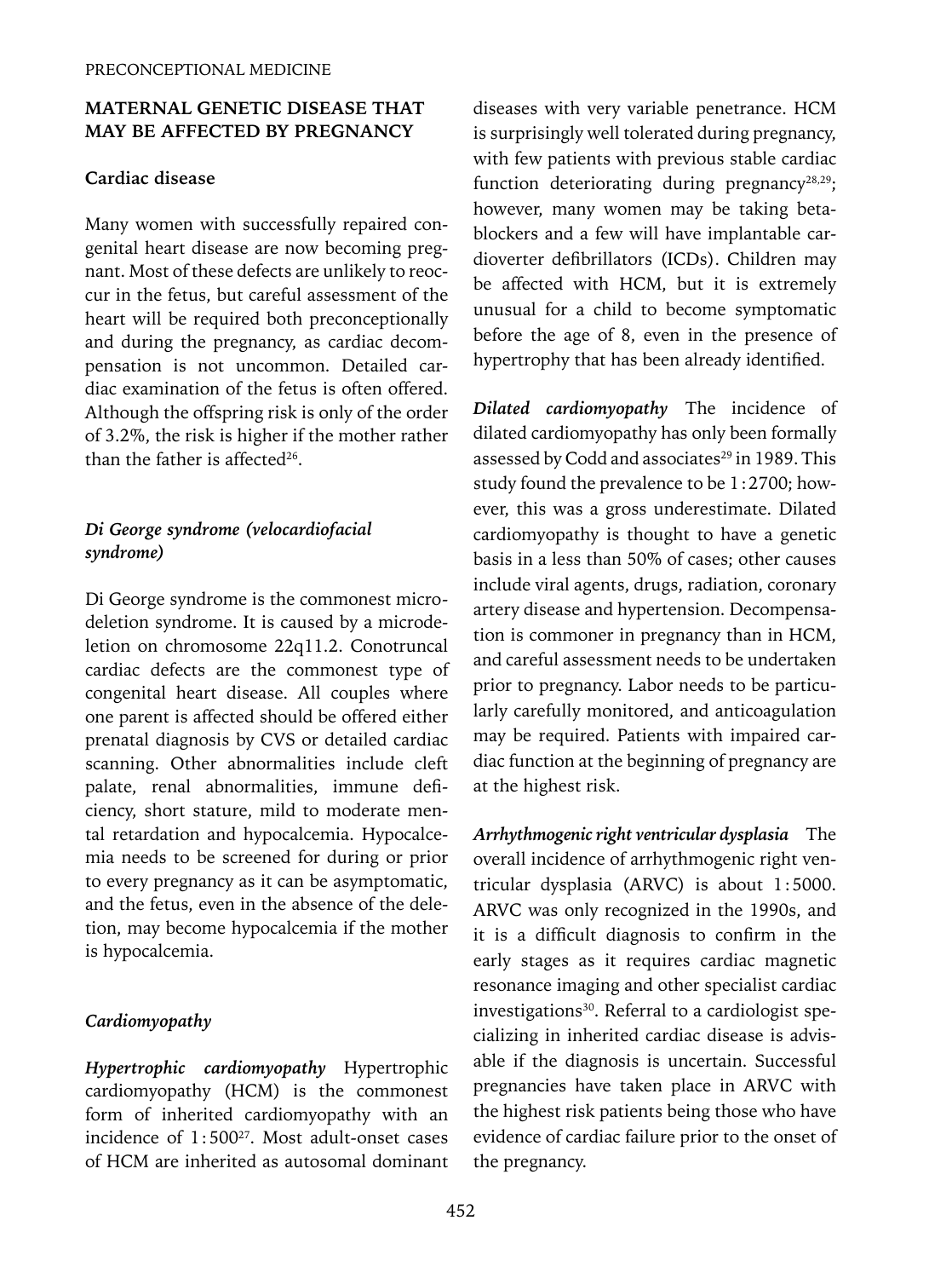## MATERNAL GENETIC DISEASE THAT MAY BE AFFECTED BY PREGNANCY

### Cardiac disease

Many women with successfully repaired congenital heart disease are now becoming pregnant. Most of these defects are unlikely to reoccur in the fetus, but careful assessment of the heart will be required both preconceptionally and during the pregnancy, as cardiac decompensation is not uncommon. Detailed cardiac examination of the fetus is often offered. Although the offspring risk is only of the order of 3.2%, the risk is higher if the mother rather than the father is affected[26].

#### *Di George syndrome (velocardiofacial syndrome)*

Di George syndrome is the commonest microdeletion syndrome. It is caused by a microdeletion on chromosome 22q11.2. Conotruncal cardiac defects are the commonest type of congenital heart disease. All couples where one parent is affected should be offered either prenatal diagnosis by CVS or detailed cardiac scanning. Other abnormalities include cleft palate, renal abnormalities, immune deficiency, short stature, mild to moderate mental retardation and hypocalcemia. Hypocalcemia needs to be screened for during or prior to every pregnancy as it can be asymptomatic, and the fetus, even in the absence of the deletion, may become hypocalcemia if the mother is hypocalcemia.

#### *Cardiomyopathy*

***Hypertrophic cardiomyopathy*** Hypertrophic cardiomyopathy (HCM) is the commonest form of inherited cardiomyopathy with an incidence of 1:500[27]. Most adult-onset cases of HCM are inherited as autosomal dominant diseases with very variable penetrance. HCM is surprisingly well tolerated during pregnancy, with few patients with previous stable cardiac function deteriorating during pregnancy[28,29]; however, many women may be taking beta-blockers and a few will have implantable cardioverter defibrillators (ICDs). Children may be affected with HCM, but it is extremely unusual for a child to become symptomatic before the age of 8, even in the presence of hypertrophy that has been already identified.

***Dilated cardiomyopathy*** The incidence of dilated cardiomyopathy has only been formally assessed by Codd and associates[29] in 1989. This study found the prevalence to be 1:2700; however, this was a gross underestimate. Dilated cardiomyopathy is thought to have a genetic basis in a less than 50% of cases; other causes include viral agents, drugs, radiation, coronary artery disease and hypertension. Decompensation is commoner in pregnancy than in HCM, and careful assessment needs to be undertaken prior to pregnancy. Labor needs to be particularly carefully monitored, and anticoagulation may be required. Patients with impaired cardiac function at the beginning of pregnancy are at the highest risk.

***Arrhythmogenic right ventricular dysplasia*** The overall incidence of arrhythmogenic right ventricular dysplasia (ARVC) is about 1:5000. ARVC was only recognized in the 1990s, and it is a difficult diagnosis to confirm in the early stages as it requires cardiac magnetic resonance imaging and other specialist cardiac investigations[30]. Referral to a cardiologist specializing in inherited cardiac disease is advisable if the diagnosis is uncertain. Successful pregnancies have taken place in ARVC with the highest risk patients being those who have evidence of cardiac failure prior to the onset of the pregnancy.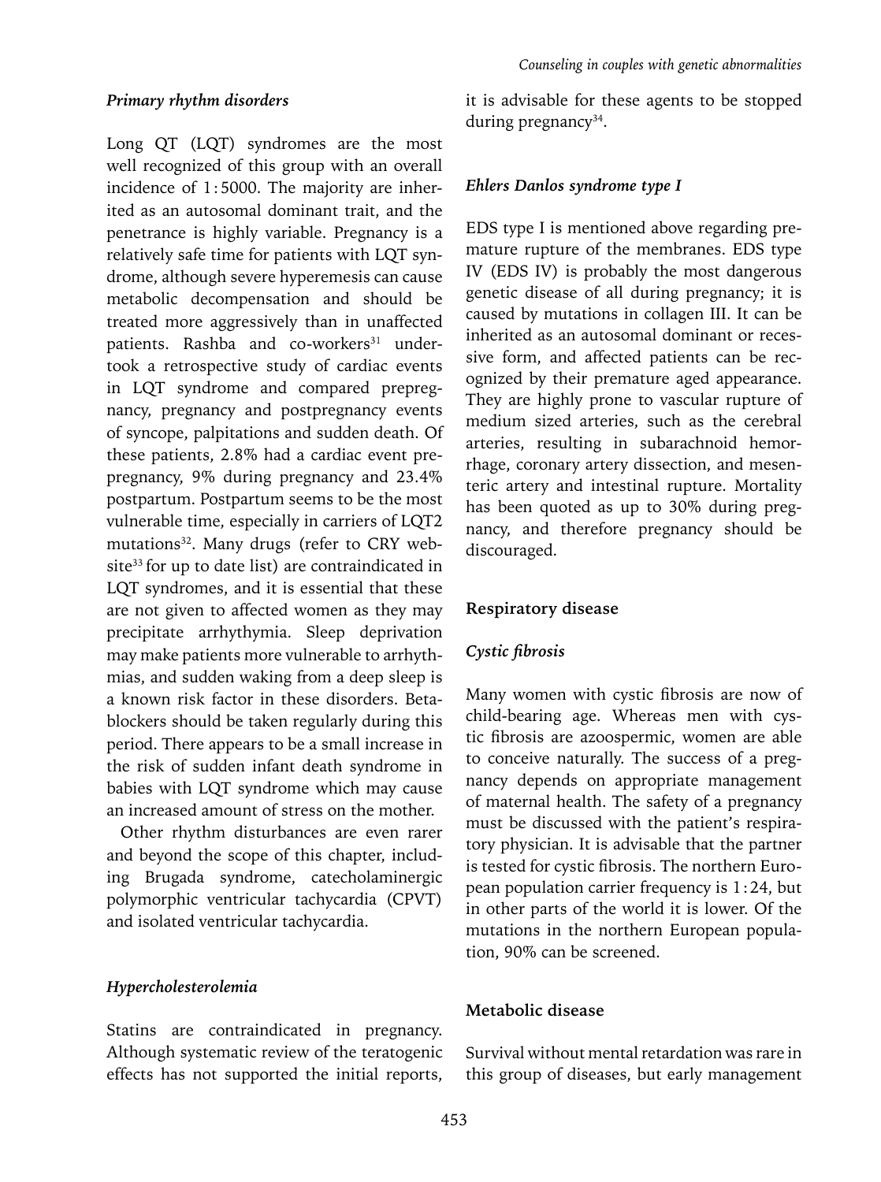### *Primary rhythm disorders*

Long QT (LQT) syndromes are the most well recognized of this group with an overall incidence of 1:5000. The majority are inherited as an autosomal dominant trait, and the penetrance is highly variable. Pregnancy is a relatively safe time for patients with LQT syndrome, although severe hyperemesis can cause metabolic decompensation and should be treated more aggressively than in unaffected patients. Rashba and co-workers[31] undertook a retrospective study of cardiac events in LQT syndrome and compared prepregnancy, pregnancy and postpregnancy events of syncope, palpitations and sudden death. Of these patients, 2.8% had a cardiac event prepregnancy, 9% during pregnancy and 23.4% postpartum. Postpartum seems to be the most vulnerable time, especially in carriers of LQT2 mutations[32]. Many drugs (refer to CRY website[33] for up to date list) are contraindicated in LQT syndromes, and it is essential that these are not given to affected women as they may precipitate arrhythymia. Sleep deprivation may make patients more vulnerable to arrhythmias, and sudden waking from a deep sleep is a known risk factor in these disorders. Betablockers should be taken regularly during this period. There appears to be a small increase in the risk of sudden infant death syndrome in babies with LQT syndrome which may cause an increased amount of stress on the mother.

Other rhythm disturbances are even rarer and beyond the scope of this chapter, including Brugada syndrome, catecholaminergic polymorphic ventricular tachycardia (CPVT) and isolated ventricular tachycardia.

### *Hypercholesterolemia*

Statins are contraindicated in pregnancy. Although systematic review of the teratogenic effects has not supported the initial reports, it is advisable for these agents to be stopped during pregnancy[34].

### *Ehlers Danlos syndrome type I*

EDS type I is mentioned above regarding premature rupture of the membranes. EDS type IV (EDS IV) is probably the most dangerous genetic disease of all during pregnancy; it is caused by mutations in collagen III. It can be inherited as an autosomal dominant or recessive form, and affected patients can be recognized by their premature aged appearance. They are highly prone to vascular rupture of medium sized arteries, such as the cerebral arteries, resulting in subarachnoid hemorrhage, coronary artery dissection, and mesenteric artery and intestinal rupture. Mortality has been quoted as up to 30% during pregnancy, and therefore pregnancy should be discouraged.

## Respiratory disease

### *Cystic fibrosis*

Many women with cystic fibrosis are now of child-bearing age. Whereas men with cystic fibrosis are azoospermic, women are able to conceive naturally. The success of a pregnancy depends on appropriate management of maternal health. The safety of a pregnancy must be discussed with the patient's respiratory physician. It is advisable that the partner is tested for cystic fibrosis. The northern European population carrier frequency is 1:24, but in other parts of the world it is lower. Of the mutations in the northern European population, 90% can be screened.

## Metabolic disease

Survival without mental retardation was rare in this group of diseases, but early management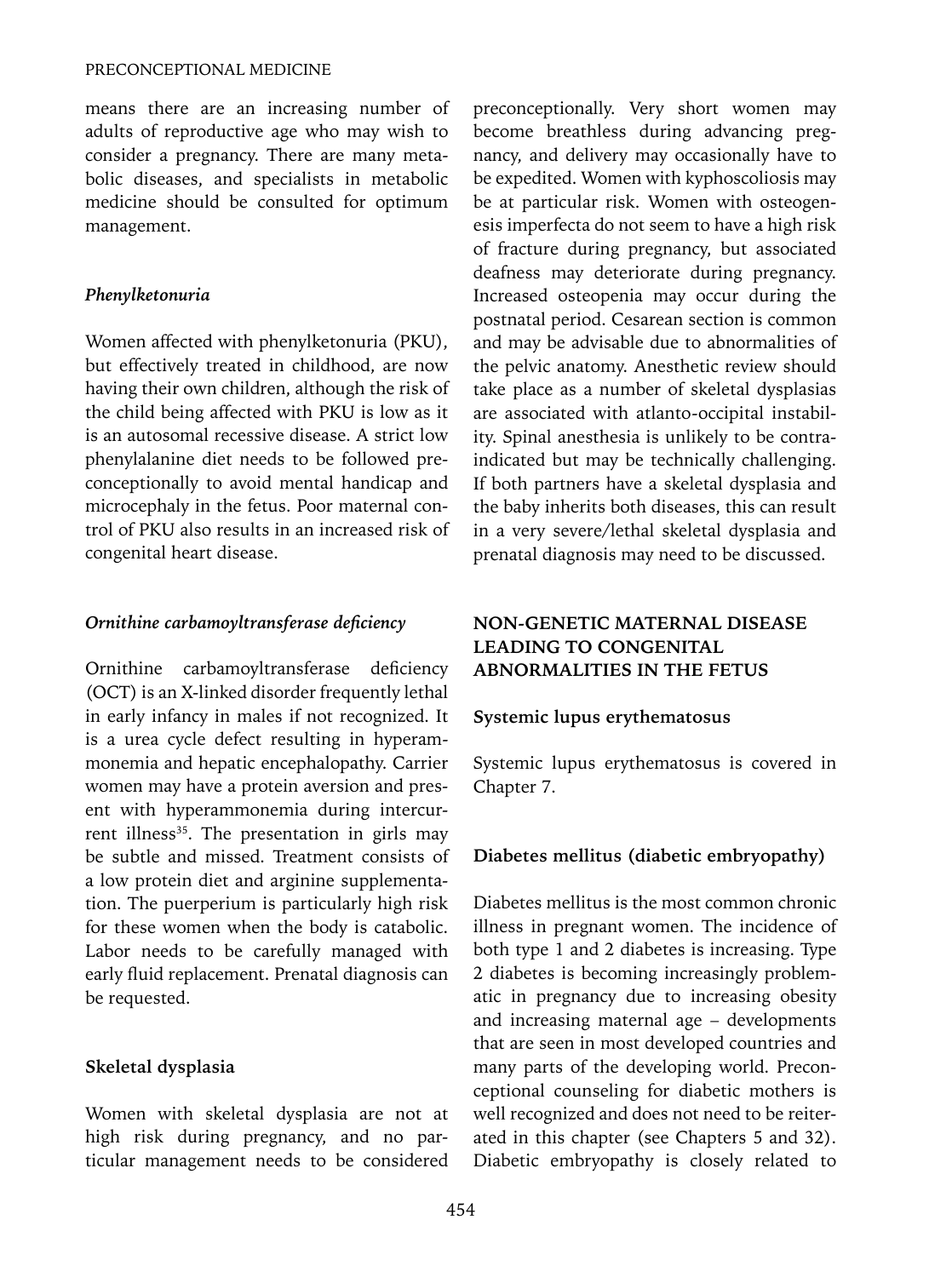means there are an increasing number of adults of reproductive age who may wish to consider a pregnancy. There are many metabolic diseases, and specialists in metabolic medicine should be consulted for optimum management.

### *Phenylketonuria*

Women affected with phenylketonuria (PKU), but effectively treated in childhood, are now having their own children, although the risk of the child being affected with PKU is low as it is an autosomal recessive disease. A strict low phenylalanine diet needs to be followed preconceptionally to avoid mental handicap and microcephaly in the fetus. Poor maternal control of PKU also results in an increased risk of congenital heart disease.

### *Ornithine carbamoyltransferase deficiency*

Ornithine carbamoyltransferase deficiency (OCT) is an X-linked disorder frequently lethal in early infancy in males if not recognized. It is a urea cycle defect resulting in hyperammonemia and hepatic encephalopathy. Carrier women may have a protein aversion and present with hyperammonemia during intercurrent illness[35]. The presentation in girls may be subtle and missed. Treatment consists of a low protein diet and arginine supplementation. The puerperium is particularly high risk for these women when the body is catabolic. Labor needs to be carefully managed with early fluid replacement. Prenatal diagnosis can be requested.

### Skeletal dysplasia

Women with skeletal dysplasia are not at high risk during pregnancy, and no particular management needs to be considered preconceptionally. Very short women may become breathless during advancing pregnancy, and delivery may occasionally have to be expedited. Women with kyphoscoliosis may be at particular risk. Women with osteogenesis imperfecta do not seem to have a high risk of fracture during pregnancy, but associated deafness may deteriorate during pregnancy. Increased osteopenia may occur during the postnatal period. Cesarean section is common and may be advisable due to abnormalities of the pelvic anatomy. Anesthetic review should take place as a number of skeletal dysplasias are associated with atlanto-occipital instability. Spinal anesthesia is unlikely to be contraindicated but may be technically challenging. If both partners have a skeletal dysplasia and the baby inherits both diseases, this can result in a very severe/lethal skeletal dysplasia and prenatal diagnosis may need to be discussed.

## NON-GENETIC MATERNAL DISEASE LEADING TO CONGENITAL ABNORMALITIES IN THE FETUS

### Systemic lupus erythematosus

Systemic lupus erythematosus is covered in Chapter 7.

### Diabetes mellitus (diabetic embryopathy)

Diabetes mellitus is the most common chronic illness in pregnant women. The incidence of both type 1 and 2 diabetes is increasing. Type 2 diabetes is becoming increasingly problematic in pregnancy due to increasing obesity and increasing maternal age – developments that are seen in most developed countries and many parts of the developing world. Preconceptional counseling for diabetic mothers is well recognized and does not need to be reiterated in this chapter (see Chapters 5 and 32). Diabetic embryopathy is closely related to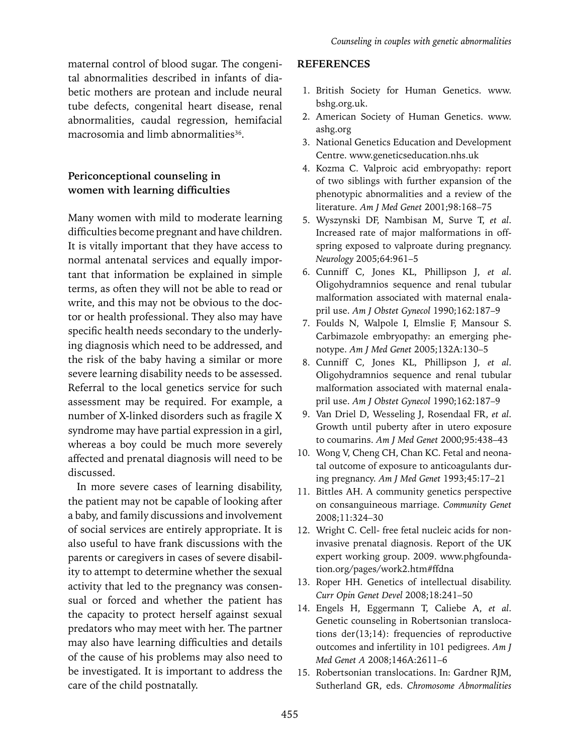maternal control of blood sugar. The congenital abnormalities described in infants of diabetic mothers are protean and include neural tube defects, congenital heart disease, renal abnormalities, caudal regression, hemifacial macrosomia and limb abnormalities[36].

## Periconceptional counseling in women with learning difficulties

Many women with mild to moderate learning difficulties become pregnant and have children. It is vitally important that they have access to normal antenatal services and equally important that information be explained in simple terms, as often they will not be able to read or write, and this may not be obvious to the doctor or health professional. They also may have specific health needs secondary to the underlying diagnosis which need to be addressed, and the risk of the baby having a similar or more severe learning disability needs to be assessed. Referral to the local genetics service for such assessment may be required. For example, a number of X-linked disorders such as fragile X syndrome may have partial expression in a girl, whereas a boy could be much more severely affected and prenatal diagnosis will need to be discussed.

In more severe cases of learning disability, the patient may not be capable of looking after a baby, and family discussions and involvement of social services are entirely appropriate. It is also useful to have frank discussions with the parents or caregivers in cases of severe disability to attempt to determine whether the sexual activity that led to the pregnancy was consensual or forced and whether the patient has the capacity to protect herself against sexual predators who may meet with her. The partner may also have learning difficulties and details of the cause of his problems may also need to be investigated. It is important to address the care of the child postnatally.

## REFERENCES

1. British Society for Human Genetics. www.bshg.org.uk.
2. American Society of Human Genetics. www.ashg.org
3. National Genetics Education and Development Centre. www.geneticseducation.nhs.uk
4. Kozma C. Valproic acid embryopathy: report of two siblings with further expansion of the phenotypic abnormalities and a review of the literature. *Am J Med Genet* 2001;98:168–75
5. Wyszynski DF, Nambisan M, Surve T, *et al*. Increased rate of major malformations in offspring exposed to valproate during pregnancy. *Neurology* 2005;64:961–5
6. Cunniff C, Jones KL, Phillipson J, *et al*. Oligohydramnios sequence and renal tubular malformation associated with maternal enalapril use. *Am J Obstet Gynecol* 1990;162:187–9
7. Foulds N, Walpole I, Elmslie F, Mansour S. Carbimazole embryopathy: an emerging phenotype. *Am J Med Genet* 2005;132A:130–5
8. Cunniff C, Jones KL, Phillipson J, *et al*. Oligohydramnios sequence and renal tubular malformation associated with maternal enalapril use. *Am J Obstet Gynecol* 1990;162:187–9
9. Van Driel D, Wesseling J, Rosendaal FR, *et al*. Growth until puberty after in utero exposure to coumarins. *Am J Med Genet* 2000;95:438–43
10. Wong V, Cheng CH, Chan KC. Fetal and neonatal outcome of exposure to anticoagulants during pregnancy. *Am J Med Genet* 1993;45:17–21
11. Bittles AH. A community genetics perspective on consanguineous marriage. *Community Genet* 2008;11:324–30
12. Wright C. Cell- free fetal nucleic acids for non-invasive prenatal diagnosis. Report of the UK expert working group. 2009. www.phgfoundation.org/pages/work2.htm#ffdna
13. Roper HH. Genetics of intellectual disability. *Curr Opin Genet Devel* 2008;18:241–50
14. Engels H, Eggermann T, Caliebe A, *et al*. Genetic counseling in Robertsonian translocations der(13;14): frequencies of reproductive outcomes and infertility in 101 pedigrees. *Am J Med Genet A* 2008;146A:2611–6
15. Robertsonian translocations. In: Gardner RJM, Sutherland GR, eds. *Chromosome Abnormalities*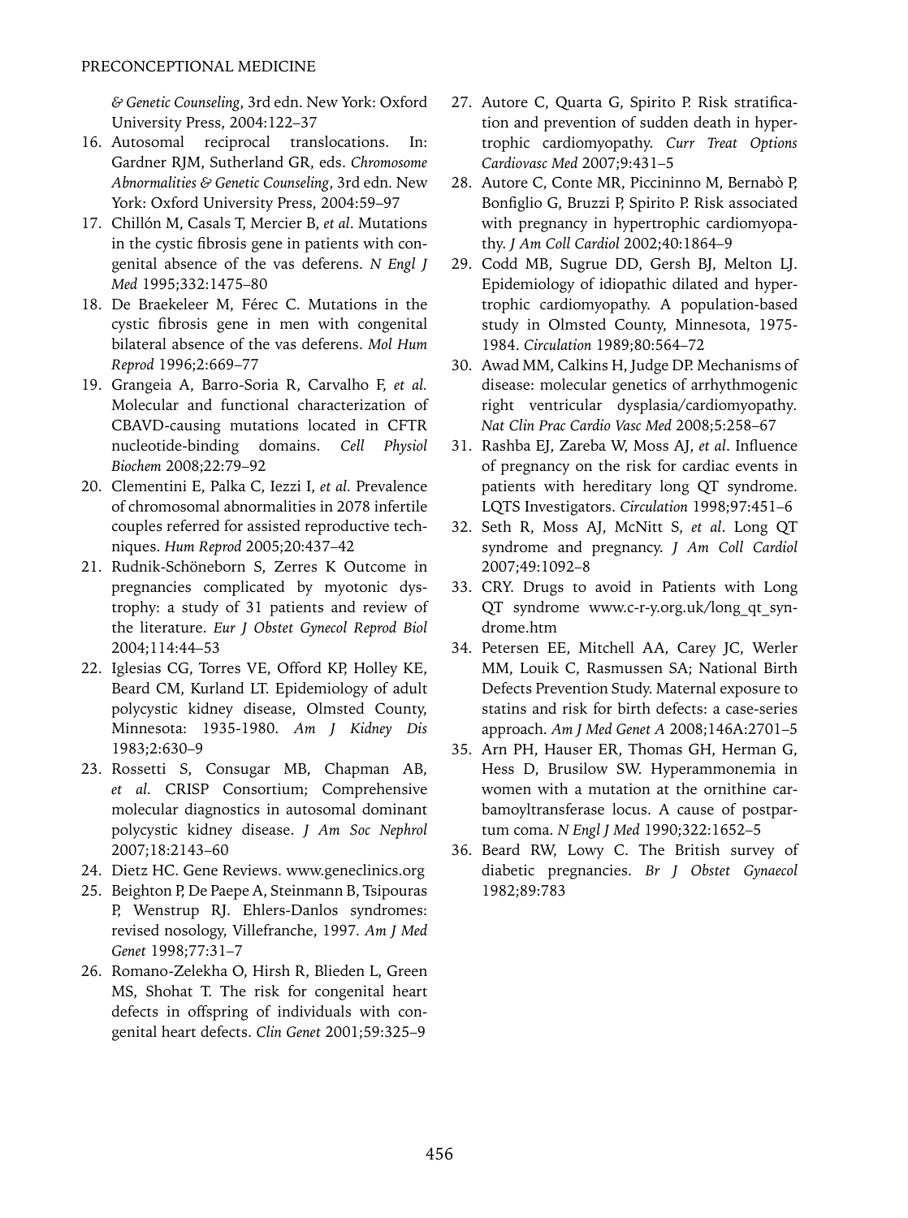*& Genetic Counseling*, 3rd edn. New York: Oxford University Press, 2004:122–37

16. Autosomal reciprocal translocations. In: Gardner RJM, Sutherland GR, eds. *Chromosome Abnormalities & Genetic Counseling*, 3rd edn. New York: Oxford University Press, 2004:59–97
17. Chillón M, Casals T, Mercier B, *et al*. Mutations in the cystic fibrosis gene in patients with congenital absence of the vas deferens. *N Engl J Med* 1995;332:1475–80
18. De Braekeleer M, Férec C. Mutations in the cystic fibrosis gene in men with congenital bilateral absence of the vas deferens. *Mol Hum Reprod* 1996;2:669–77
19. Grangeia A, Barro-Soria R, Carvalho F, *et al.* Molecular and functional characterization of CBAVD-causing mutations located in CFTR nucleotide-binding domains. *Cell Physiol Biochem* 2008;22:79–92
20. Clementini E, Palka C, Iezzi I, *et al.* Prevalence of chromosomal abnormalities in 2078 infertile couples referred for assisted reproductive techniques. *Hum Reprod* 2005;20:437–42
21. Rudnik-Schöneborn S, Zerres K Outcome in pregnancies complicated by myotonic dystrophy: a study of 31 patients and review of the literature. *Eur J Obstet Gynecol Reprod Biol* 2004;114:44–53
22. Iglesias CG, Torres VE, Offord KP, Holley KE, Beard CM, Kurland LT. Epidemiology of adult polycystic kidney disease, Olmsted County, Minnesota: 1935-1980. *Am J Kidney Dis* 1983;2:630–9
23. Rossetti S, Consugar MB, Chapman AB, *et al.* CRISP Consortium; Comprehensive molecular diagnostics in autosomal dominant polycystic kidney disease. *J Am Soc Nephrol* 2007;18:2143–60
24. Dietz HC. Gene Reviews. www.geneclinics.org
25. Beighton P, De Paepe A, Steinmann B, Tsipouras P, Wenstrup RJ. Ehlers-Danlos syndromes: revised nosology, Villefranche, 1997. *Am J Med Genet* 1998;77:31–7
26. Romano-Zelekha O, Hirsh R, Blieden L, Green MS, Shohat T. The risk for congenital heart defects in offspring of individuals with congenital heart defects. *Clin Genet* 2001;59:325–9
27. Autore C, Quarta G, Spirito P. Risk stratification and prevention of sudden death in hypertrophic cardiomyopathy. *Curr Treat Options Cardiovasc Med* 2007;9:431–5
28. Autore C, Conte MR, Piccininno M, Bernabò P, Bonfiglio G, Bruzzi P, Spirito P. Risk associated with pregnancy in hypertrophic cardiomyopathy. *J Am Coll Cardiol* 2002;40:1864–9
29. Codd MB, Sugrue DD, Gersh BJ, Melton LJ. Epidemiology of idiopathic dilated and hypertrophic cardiomyopathy. A population-based study in Olmsted County, Minnesota, 1975-1984. *Circulation* 1989;80:564–72
30. Awad MM, Calkins H, Judge DP. Mechanisms of disease: molecular genetics of arrhythmogenic right ventricular dysplasia/cardiomyopathy. *Nat Clin Prac Cardio Vasc Med* 2008;5:258–67
31. Rashba EJ, Zareba W, Moss AJ, *et al*. Influence of pregnancy on the risk for cardiac events in patients with hereditary long QT syndrome. LQTS Investigators. *Circulation* 1998;97:451–6
32. Seth R, Moss AJ, McNitt S, *et al*. Long QT syndrome and pregnancy. *J Am Coll Cardiol* 2007;49:1092–8
33. CRY. Drugs to avoid in Patients with Long QT syndrome www.c-r-y.org.uk/long_qt_syndrome.htm
34. Petersen EE, Mitchell AA, Carey JC, Werler MM, Louik C, Rasmussen SA; National Birth Defects Prevention Study. Maternal exposure to statins and risk for birth defects: a case-series approach. *Am J Med Genet A* 2008;146A:2701–5
35. Arn PH, Hauser ER, Thomas GH, Herman G, Hess D, Brusilow SW. Hyperammonemia in women with a mutation at the ornithine carbamoyltransferase locus. A cause of postpartum coma. *N Engl J Med* 1990;322:1652–5
36. Beard RW, Lowy C. The British survey of diabetic pregnancies. *Br J Obstet Gynaecol* 1982;89:783